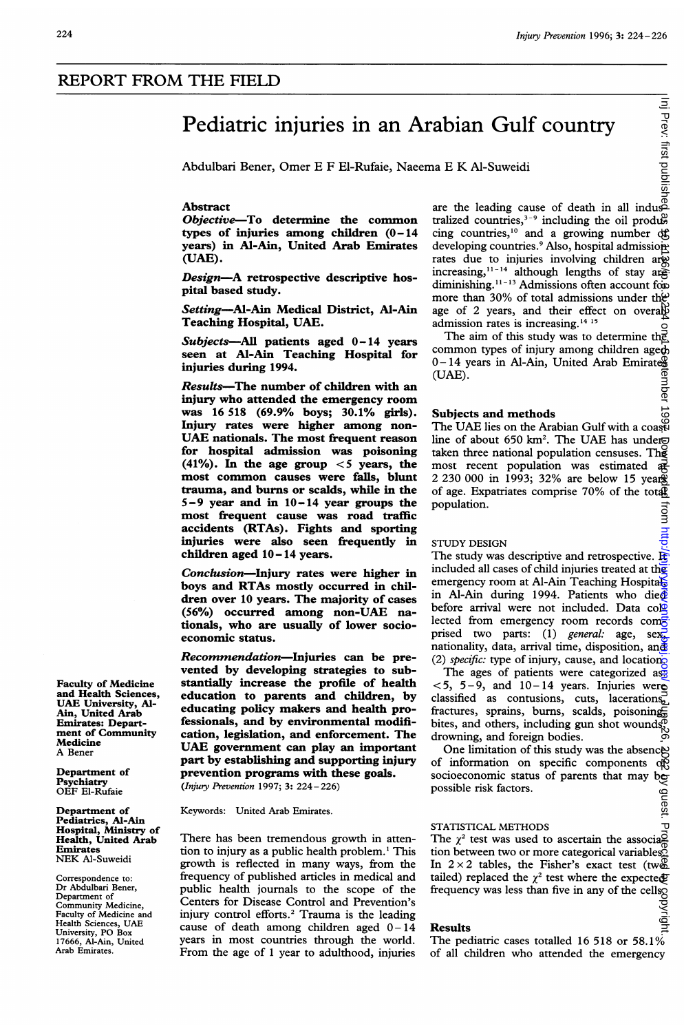## REPORT FROM THE FIELD

# Pediatric injuries in an Arabian Gulf country

Abdulbari Bener, Omer E F El-Rufaie, Naeema E K Al-Suweidi

## Abstract

***Objective***—To determine the common types of injuries among children (0–14 years) in Al-Ain, United Arab Emirates (UAE).

***Design***—A retrospective descriptive hospital based study.

***Setting***—Al-Ain Medical District, Al-Ain Teaching Hospital, UAE.

***Subjects***—All patients aged 0–14 years seen at Al-Ain Teaching Hospital for injuries during 1994.

***Results***—The number of children with an injury who attended the emergency room was 16 518 (69.9% boys; 30.1% girls). Injury rates were higher among non-UAE nationals. The most frequent reason for hospital admission was poisoning (41%). In the age group <5 years, the most common causes were falls, blunt trauma, and burns or scalds, while in the 5–9 year and in 10–14 year groups the most frequent cause was road traffic accidents (RTAs). Fights and sporting injuries were also seen frequently in children aged 10–14 years.

***Conclusion***—Injury rates were higher in boys and RTAs mostly occurred in children over 10 years. The majority of cases (56%) occurred among non-UAE nationals, who are usually of lower socioeconomic status.

***Recommendation***—Injuries can be prevented by developing strategies to substantially increase the profile of health education to parents and children, by educating policy makers and health professionals, and by environmental modification, legislation, and enforcement. The UAE government can play an important part by establishing and supporting injury prevention programs with these goals.

(*Injury Prevention* 1997; **3**: 224–226)

Keywords: United Arab Emirates.

**Faculty of Medicine and Health Sciences, UAE University, Al-Ain, United Arab Emirates: Department of Community Medicine**
A Bener

**Department of Psychiatry**
OEF El-Rufaie

**Department of Pediatrics, Al-Ain Hospital, Ministry of Health, United Arab Emirates**
NEK Al-Suweidi

Correspondence to: Dr Abdulbari Bener, Department of Community Medicine, Faculty of Medicine and Health Sciences, UAE University, PO Box 17666, Al-Ain, United Arab Emirates.

There has been tremendous growth in attention to injury as a public health problem.[1] This growth is reflected in many ways, from the frequency of published articles in medical and public health journals to the scope of the Centers for Disease Control and Prevention's injury control efforts.[2] Trauma is the leading cause of death among children aged 0–14 years in most countries through the world. From the age of 1 year to adulthood, injuries are the leading cause of death in all industrialized countries,[3–9] including the oil producing countries,[10] and a growing number of developing countries.[9] Also, hospital admission rates due to injuries involving children are increasing,[11–14] although lengths of stay are diminishing.[11–13] Admissions often account for more than 30% of total admissions under the age of 2 years, and their effect on overall admission rates is increasing.[14 15]

The aim of this study was to determine the common types of injury among children aged 0–14 years in Al-Ain, United Arab Emirates (UAE).

## Subjects and methods

The UAE lies on the Arabian Gulf with a coastline of about 650 km². The UAE has undertaken three national population censuses. The most recent population was estimated at 2 230 000 in 1993; 32% are below 15 years of age. Expatriates comprise 70% of the total population.

### STUDY DESIGN

The study was descriptive and retrospective. It included all cases of child injuries treated at the emergency room at Al-Ain Teaching Hospital in Al-Ain during 1994. Patients who died before arrival were not included. Data collected from emergency room records comprised two parts: (1) *general:* age, sex, nationality, data, arrival time, disposition, and (2) *specific:* type of injury, cause, and location.

The ages of patients were categorized as <5, 5–9, and 10–14 years. Injuries were classified as contusions, cuts, lacerations, fractures, sprains, burns, scalds, poisonings, bites, and others, including gun shot wounds, drowning, and foreign bodies.

One limitation of this study was the absence of information on specific components of socioeconomic status of parents that may be possible risk factors.

### STATISTICAL METHODS

The $\chi^2$ test was used to ascertain the association between two or more categorical variables. In 2 × 2 tables, the Fisher's exact test (two tailed) replaced the $\chi^2$ test where the expected frequency was less than five in any of the cells.

## Results

The pediatric cases totalled 16 518 or 58.1% of all children who attended the emergency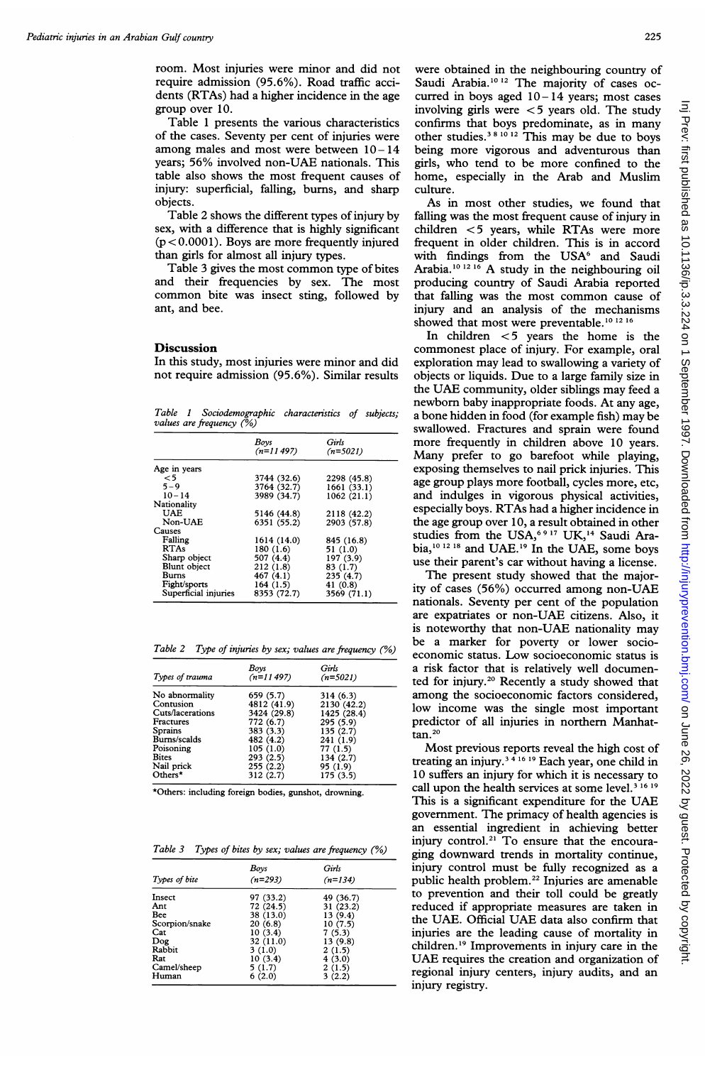room. Most injuries were minor and did not require admission (95.6%). Road traffic accidents (RTAs) had a higher incidence in the age group over 10.

Table 1 presents the various characteristics of the cases. Seventy per cent of injuries were among males and most were between 10–14 years; 56% involved non-UAE nationals. This table also shows the most frequent causes of injury: superficial, falling, burns, and sharp objects.

Table 2 shows the different types of injury by sex, with a difference that is highly significant ($p < 0.0001$). Boys are more frequently injured than girls for almost all injury types.

Table 3 gives the most common type of bites and their frequencies by sex. The most common bite was insect sting, followed by ant, and bee.

## Discussion

In this study, most injuries were minor and did not require admission (95.6%). Similar results were obtained in the neighbouring country of Saudi Arabia.[10 12] The majority of cases occurred in boys aged 10–14 years; most cases involving girls were <5 years old. The study confirms that boys predominate, as in many other studies.[3 8 10 12] This may be due to boys being more vigorous and adventurous than girls, who tend to be more confined to the home, especially in the Arab and Muslim culture.

As in most other studies, we found that falling was the most frequent cause of injury in children <5 years, while RTAs were more frequent in older children. This is in accord with findings from the USA[6] and Saudi Arabia.[10 12 16] A study in the neighbouring oil producing country of Saudi Arabia reported that falling was the most common cause of injury and an analysis of the mechanisms showed that most were preventable.[10 12 16]

In children <5 years the home is the commonest place of injury. For example, oral exploration may lead to swallowing a variety of objects or liquids. Due to a large family size in the UAE community, older siblings may feed a newborn baby inappropriate foods. At any age, a bone hidden in food (for example fish) may be swallowed. Fractures and sprain were found more frequently in children above 10 years. Many prefer to go barefoot while playing, exposing themselves to nail prick injuries. This age group plays more football, cycles more, etc, and indulges in vigorous physical activities, especially boys. RTAs had a higher incidence in the age group over 10, a result obtained in other studies from the USA,[6 9 17] UK,[14] Saudi Arabia,[10 12 18] and UAE.[19] In the UAE, some boys use their parent's car without having a license.

The present study showed that the majority of cases (56%) occurred among non-UAE nationals. Seventy per cent of the population are expatriates or non-UAE citizens. Also, it is noteworthy that non-UAE nationality may be a marker for poverty or lower socioeconomic status. Low socioeconomic status is a risk factor that is relatively well documented for injury.[20] Recently a study showed that among the socioeconomic factors considered, low income was the single most important predictor of all injuries in northern Manhattan.[20]

Most previous reports reveal the high cost of treating an injury.[3 4 16 19] Each year, one child in 10 suffers an injury for which it is necessary to call upon the health services at some level.[3 16 19] This is a significant expenditure for the UAE government. The primacy of health agencies is an essential ingredient in achieving better injury control.[21] To ensure that the encouraging downward trends in mortality continue, injury control must be fully recognized as a public health problem.[22] Injuries are amenable to prevention and their toll could be greatly reduced if appropriate measures are taken in the UAE. Official UAE data also confirm that injuries are the leading cause of mortality in children.[19] Improvements in injury care in the UAE requires the creation and organization of regional injury centers, injury audits, and an injury registry.

*Table 1 Sociodemographic characteristics of subjects; values are frequency (%)*

| | Boys (n=11 497) | Girls (n=5021) |
|---|---|---|
| Age in years | | |
| <5 | 3744 (32.6) | 2298 (45.8) |
| 5–9 | 3764 (32.7) | 1661 (33.1) |
| 10–14 | 3989 (34.7) | 1062 (21.1) |
| Nationality | | |
| UAE | 5146 (44.8) | 2118 (42.2) |
| Non-UAE | 6351 (55.2) | 2903 (57.8) |
| Causes | | |
| Falling | 1614 (14.0) | 845 (16.8) |
| RTAs | 180 (1.6) | 51 (1.0) |
| Sharp object | 507 (4.4) | 197 (3.9) |
| Blunt object | 212 (1.8) | 83 (1.7) |
| Burns | 467 (4.1) | 235 (4.7) |
| Fight/sports | 164 (1.5) | 41 (0.8) |
| Superficial injuries | 8353 (72.7) | 3569 (71.1) |

*Table 2 Type of injuries by sex; values are frequency (%)*

| Types of trauma | Boys (n=11 497) | Girls (n=5021) |
|---|---|---|
| No abnormality | 659 (5.7) | 314 (6.3) |
| Contusion | 4812 (41.9) | 2130 (42.2) |
| Cuts/lacerations | 3424 (29.8) | 1425 (28.4) |
| Fractures | 772 (6.7) | 295 (5.9) |
| Sprains | 383 (3.3) | 135 (2.7) |
| Burns/scalds | 482 (4.2) | 241 (1.9) |
| Poisoning | 105 (1.0) | 77 (1.5) |
| Bites | 293 (2.5) | 134 (2.7) |
| Nail prick | 255 (2.2) | 95 (1.9) |
| Others* | 312 (2.7) | 175 (3.5) |

*Others: including foreign bodies, gunshot, drowning.

*Table 3 Types of bites by sex; values are frequency (%)*

| Types of bite | Boys (n=293) | Girls (n=134) |
|---|---|---|
| Insect | 97 (33.2) | 49 (36.7) |
| Ant | 72 (24.5) | 31 (23.2) |
| Bee | 38 (13.0) | 13 (9.4) |
| Scorpion/snake | 20 (6.8) | 10 (7.5) |
| Cat | 10 (3.4) | 7 (5.3) |
| Dog | 32 (11.0) | 13 (9.8) |
| Rabbit | 3 (1.0) | 2 (1.5) |
| Rat | 10 (3.4) | 4 (3.0) |
| Camel/sheep | 5 (1.7) | 2 (1.5) |
| Human | 6 (2.0) | 3 (2.2) |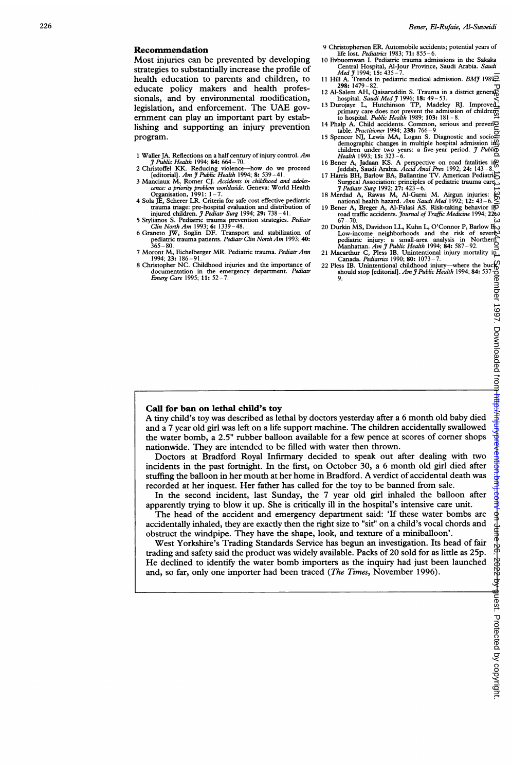## Recommendation

Most injuries can be prevented by developing strategies to substantially increase the profile of health education to parents and children, to educate policy makers and health professionals, and by environmental modification, legislation, and enforcement. The UAE government can play an important part by establishing and supporting an injury prevention program.

1 Waller JA. Reflections on a half century of injury control. *Am J Public Health* 1994; **84:** 664–70.
2 Christoffel KK. Reducing violence—how do we proceed [editorial]. *Am J Public Health* 1994; **8:** 539–41.
3 Manciaux M, Romer CJ. *Accidents in childhood and adolescence: a priority problem worldwide.* Geneva: World Health Organisation, 1991: 1–7.
4 Sola JE, Scherer LR. Criteria for safe cost effective pediatric trauma triage: pre-hospital evaluation and distribution of injured children. *J Pediatr Surg* 1994; **29:** 738–41.
5 Stylianos S. Pediatric trauma prevention strategies. *Pediatr Clin North Am* 1993; **6:** 1339–48.
6 Graneto JW, Soglin DF. Transport and stabilization of pediatric trauma patients. *Pediatr Clin North Am* 1993; **40:** 365–80.
7 Moront M, Eichelberger MR. Pediatric trauma. *Pediatr Ann* 1994; **23:** 186–91.
8 Christopher NC. Childhood injuries and the importance of documentation in the emergency department. *Pediatr Emerg Care* 1995; **11:** 52–7.
9 Christophersen ER. Automobile accidents; potential years of life lost. *Pediatrics* 1983; **71:** 855–6.
10 Evbuomwan I. Pediatric trauma admissions in the Sakaka Central Hospital, Al-Jour Province, Saudi Arabia. *Saudi Med J* 1994; **15:** 435–7.
11 Hill A. Trends in pediatric medical admission. *BMJ* 1989; **298:** 1479–82.
12 Al-Salem AH, Qaisaruddin S. Trauma in a district general hospital. *Saudi Med J* 1996; **18:** 49–53.
13 Durojaye L, Hutchinson TP, Madeley RJ. Improved primary care does not prevent the admission of children to hospital. *Public Health* 1989; **103:** 181–8.
14 Phalp A. Child accidents. Common, serious and preventable. *Practitioner* 1994; **238:** 766–9.
15 Spencer NJ, Lewis MA, Logan S. Diagnostic and sociodemographic changes in multiple hospital admission in children under two years: a five-year period. *J Public Health* 1993; **15:** 323–6.
16 Bener A, Jadaan KS. A perspective on road fatalities in Jeddah, Saudi Arabia. *Accid Anal Prev* 1992; **24:** 143–8.
17 Harris BH, Barlow BA, Ballantine TV. American Pediatric Surgical Association: principles of pediatric trauma care. *J Pediatr Surg* 1992; **27:** 423–6.
18 Merdad A, Rawas M, Al-Garni M. Airgun injuries: a national health hazard. *Ann Saudi Med* 1992; **12:** 43–6.
19 Bener A, Breger A, Al-Falasi AS. Risk-taking behavior in road traffic accidents. *Journal of Traffic Medicine* 1994; **22:** 67–70.
20 Durkin MS, Davidson LL, Kuhn L, O'Connor P, Barlow B. Low-income neighborhoods and the risk of severe pediatric injury: a small-area analysis in Northern Manhattan. *Am J Public Health* 1994; **84:** 587–92.
21 Macarthur C, Pless IB. Unintentional injury mortality in Canada. *Pediatrics* 1990; **80:** 1073–7.
22 Pless IB. Unintentional childhood injury—where the buck should stop [editorial]. *Am J Public Health* 1994; **84:** 537–9.

**Call for ban on lethal child's toy**

A tiny child's toy was described as lethal by doctors yesterday after a 6 month old baby died and a 7 year old girl was left on a life support machine. The children accidentally swallowed the water bomb, a 2.5" rubber balloon available for a few pence at scores of corner shops nationwide. They are intended to be filled with water then thrown.

Doctors at Bradford Royal Infirmary decided to speak out after dealing with two incidents in the past fortnight. In the first, on October 30, a 6 month old girl died after stuffing the balloon in her mouth at her home in Bradford. A verdict of accidental death was recorded at her inquest. Her father has called for the toy to be banned from sale.

In the second incident, last Sunday, the 7 year old girl inhaled the balloon after apparently trying to blow it up. She is critically ill in the hospital's intensive care unit.

The head of the accident and emergency department said: 'If these water bombs are accidentally inhaled, they are exactly then the right size to "sit" on a child's vocal chords and obstruct the windpipe. They have the shape, look, and texture of a miniballoon'.

West Yorkshire's Trading Standards Service has begun an investigation. Its head of fair trading and safety said the product was widely available. Packs of 20 sold for as little as 25p. He declined to identify the water bomb importers as the inquiry had just been launched and, so far, only one importer had been traced (*The Times*, November 1996).